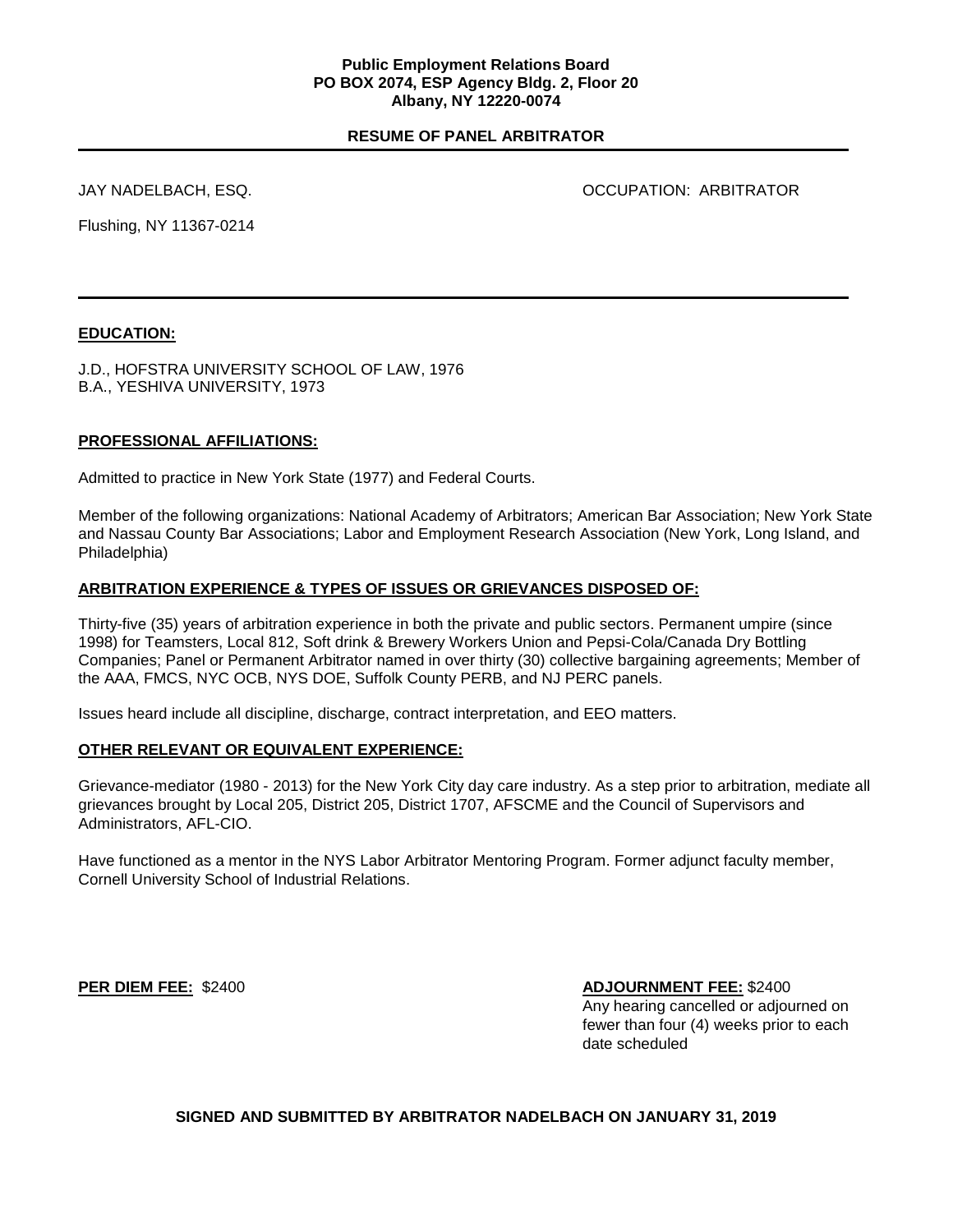**Public Employment Relations Board**
**PO BOX 2074, ESP Agency Bldg. 2, Floor 20**
**Albany, NY 12220-0074**

**RESUME OF PANEL ARBITRATOR**

JAY NADELBACH, ESQ.

OCCUPATION: ARBITRATOR

Flushing, NY 11367-0214

## EDUCATION:

J.D., HOFSTRA UNIVERSITY SCHOOL OF LAW, 1976
B.A., YESHIVA UNIVERSITY, 1973

## PROFESSIONAL AFFILIATIONS:

Admitted to practice in New York State (1977) and Federal Courts.

Member of the following organizations: National Academy of Arbitrators; American Bar Association; New York State and Nassau County Bar Associations; Labor and Employment Research Association (New York, Long Island, and Philadelphia)

## ARBITRATION EXPERIENCE & TYPES OF ISSUES OR GRIEVANCES DISPOSED OF:

Thirty-five (35) years of arbitration experience in both the private and public sectors. Permanent umpire (since 1998) for Teamsters, Local 812, Soft drink & Brewery Workers Union and Pepsi-Cola/Canada Dry Bottling Companies; Panel or Permanent Arbitrator named in over thirty (30) collective bargaining agreements; Member of the AAA, FMCS, NYC OCB, NYS DOE, Suffolk County PERB, and NJ PERC panels.

Issues heard include all discipline, discharge, contract interpretation, and EEO matters.

## OTHER RELEVANT OR EQUIVALENT EXPERIENCE:

Grievance-mediator (1980 - 2013) for the New York City day care industry. As a step prior to arbitration, mediate all grievances brought by Local 205, District 205, District 1707, AFSCME and the Council of Supervisors and Administrators, AFL-CIO.

Have functioned as a mentor in the NYS Labor Arbitrator Mentoring Program. Former adjunct faculty member, Cornell University School of Industrial Relations.

**PER DIEM FEE:** $2400

**ADJOURNMENT FEE:** $2400
Any hearing cancelled or adjourned on fewer than four (4) weeks prior to each date scheduled

**SIGNED AND SUBMITTED BY ARBITRATOR NADELBACH ON JANUARY 31, 2019**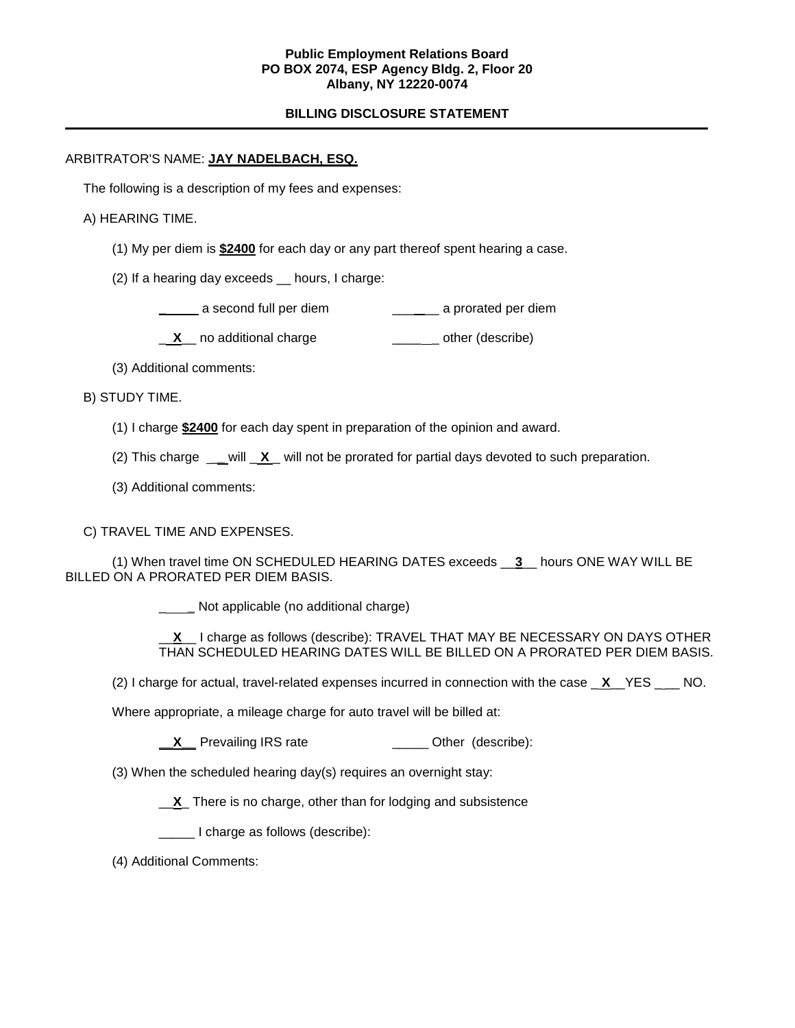**Public Employment Relations Board**
**PO BOX 2074, ESP Agency Bldg. 2, Floor 20**
**Albany, NY 12220-0074**

## BILLING DISCLOSURE STATEMENT

---

ARBITRATOR'S NAME: **JAY NADELBACH, ESQ.**

The following is a description of my fees and expenses:

A) HEARING TIME.

(1) My per diem is **$2400** for each day or any part thereof spent hearing a case.

(2) If a hearing day exceeds __ hours, I charge:

_____ a second full per diem _____ a prorated per diem

**X** no additional charge _____ other (describe)

(3) Additional comments:

B) STUDY TIME.

(1) I charge **$2400** for each day spent in preparation of the opinion and award.

(2) This charge ___ will **X** will not be prorated for partial days devoted to such preparation.

(3) Additional comments:

C) TRAVEL TIME AND EXPENSES.

(1) When travel time ON SCHEDULED HEARING DATES exceeds **3** hours ONE WAY WILL BE BILLED ON A PRORATED PER DIEM BASIS.

_____ Not applicable (no additional charge)

**X** I charge as follows (describe): TRAVEL THAT MAY BE NECESSARY ON DAYS OTHER THAN SCHEDULED HEARING DATES WILL BE BILLED ON A PRORATED PER DIEM BASIS.

(2) I charge for actual, travel-related expenses incurred in connection with the case **X** YES ___ NO.

Where appropriate, a mileage charge for auto travel will be billed at:

**X** Prevailing IRS rate _____ Other (describe):

(3) When the scheduled hearing day(s) requires an overnight stay:

**X** There is no charge, other than for lodging and subsistence

_____ I charge as follows (describe):

(4) Additional Comments: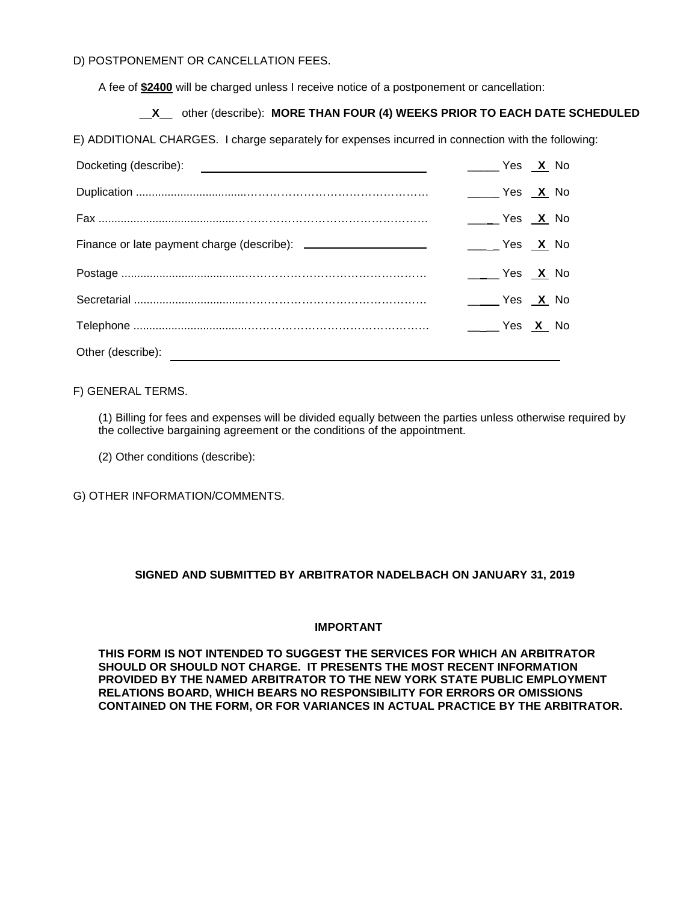D) POSTPONEMENT OR CANCELLATION FEES.

A fee of **$2400** will be charged unless I receive notice of a postponement or cancellation:

__**X**__ other (describe): **MORE THAN FOUR (4) WEEKS PRIOR TO EACH DATE SCHEDULED**

E) ADDITIONAL CHARGES. I charge separately for expenses incurred in connection with the following:

| | | |
|---|---|---|
| Docketing (describe): | _____ Yes | **X** No |
| Duplication | _____ Yes | **X** No |
| Fax | _____ Yes | **X** No |
| Finance or late payment charge (describe): | _____ Yes | **X** No |
| Postage | _____ Yes | **X** No |
| Secretarial | _____ Yes | **X** No |
| Telephone | _____ Yes | **X** No |

Other (describe):

F) GENERAL TERMS.

(1) Billing for fees and expenses will be divided equally between the parties unless otherwise required by the collective bargaining agreement or the conditions of the appointment.

(2) Other conditions (describe):

G) OTHER INFORMATION/COMMENTS.

**SIGNED AND SUBMITTED BY ARBITRATOR NADELBACH ON JANUARY 31, 2019**

**IMPORTANT**

**THIS FORM IS NOT INTENDED TO SUGGEST THE SERVICES FOR WHICH AN ARBITRATOR SHOULD OR SHOULD NOT CHARGE. IT PRESENTS THE MOST RECENT INFORMATION PROVIDED BY THE NAMED ARBITRATOR TO THE NEW YORK STATE PUBLIC EMPLOYMENT RELATIONS BOARD, WHICH BEARS NO RESPONSIBILITY FOR ERRORS OR OMISSIONS CONTAINED ON THE FORM, OR FOR VARIANCES IN ACTUAL PRACTICE BY THE ARBITRATOR.**